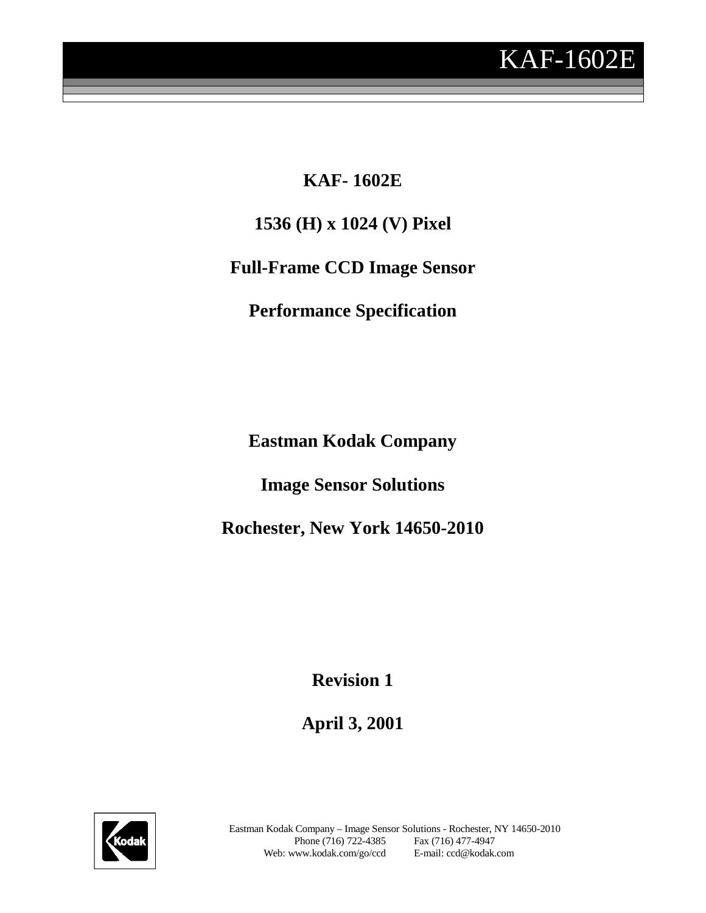# KAF-1602E

**KAF- 1602E**

**1536 (H) x 1024 (V) Pixel**

**Full-Frame CCD Image Sensor**

**Performance Specification**

**Eastman Kodak Company**

**Image Sensor Solutions**

**Rochester, New York 14650-2010**

**Revision 1**

**April 3, 2001**

Eastman Kodak Company – Image Sensor Solutions - Rochester, NY 14650-2010
Phone (716) 722-4385 Fax (716) 477-4947
Web: www.kodak.com/go/ccd E-mail: ccd@kodak.com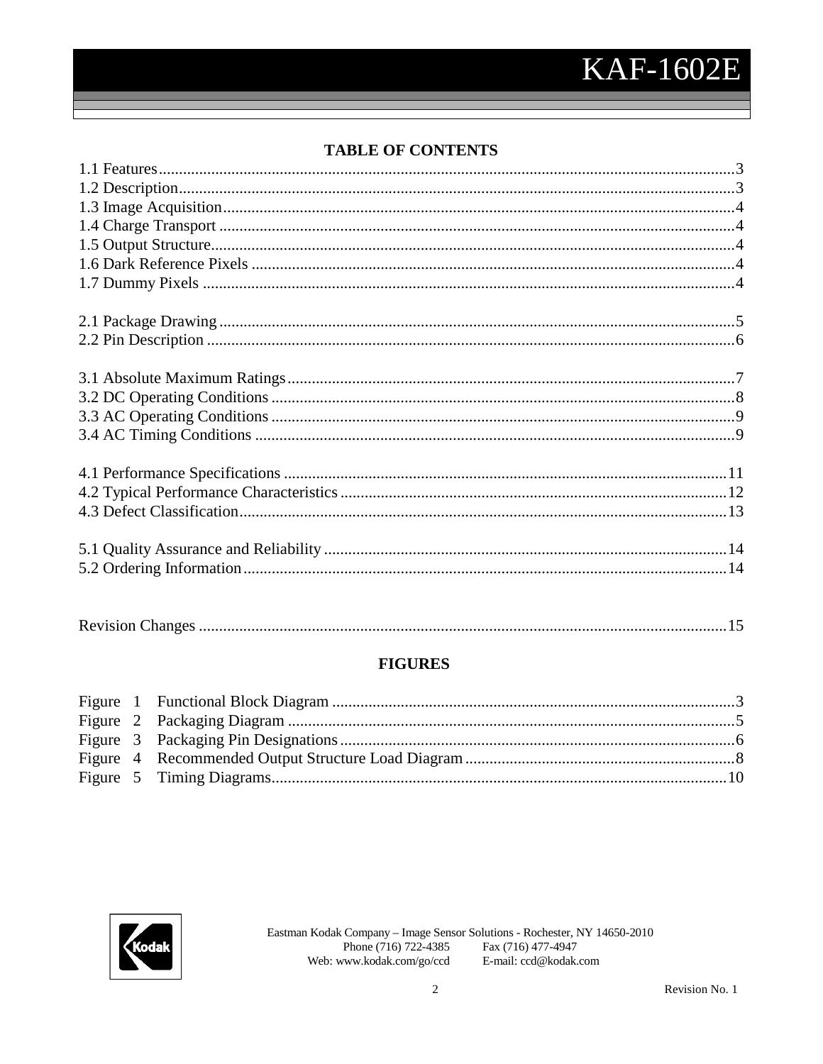## TABLE OF CONTENTS

1.1 Features ........ 3
1.2 Description ........ 3
1.3 Image Acquisition ........ 4
1.4 Charge Transport ........ 4
1.5 Output Structure ........ 4
1.6 Dark Reference Pixels ........ 4
1.7 Dummy Pixels ........ 4

2.1 Package Drawing ........ 5
2.2 Pin Description ........ 6

3.1 Absolute Maximum Ratings ........ 7
3.2 DC Operating Conditions ........ 8
3.3 AC Operating Conditions ........ 9
3.4 AC Timing Conditions ........ 9

4.1 Performance Specifications ........ 11
4.2 Typical Performance Characteristics ........ 12
4.3 Defect Classification ........ 13

5.1 Quality Assurance and Reliability ........ 14
5.2 Ordering Information ........ 14

Revision Changes ........ 15

## FIGURES

Figure 1 Functional Block Diagram ........ 3
Figure 2 Packaging Diagram ........ 5
Figure 3 Packaging Pin Designations ........ 6
Figure 4 Recommended Output Structure Load Diagram ........ 8
Figure 5 Timing Diagrams ........ 10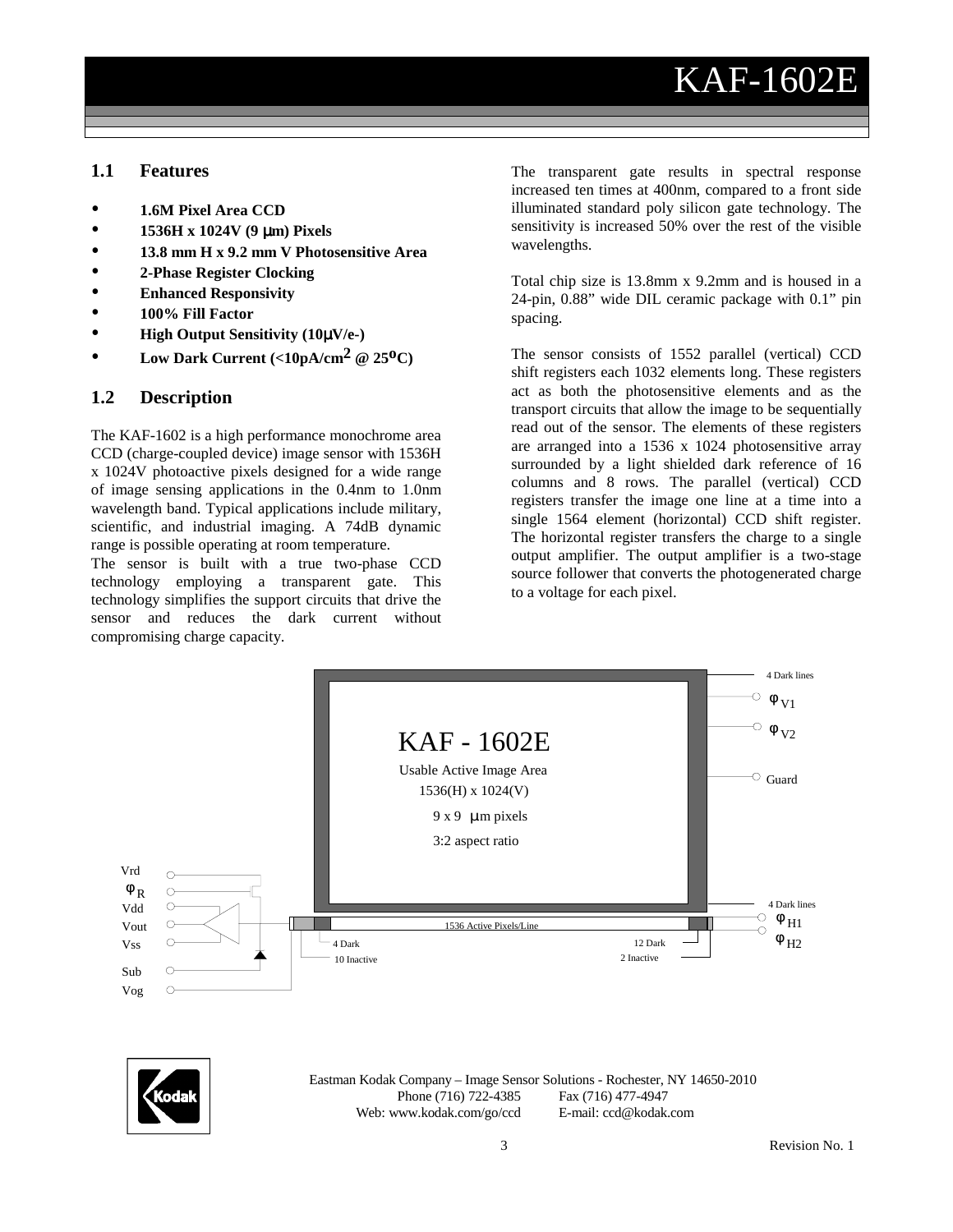# KAF-1602E

## 1.1 Features

- **1.6M Pixel Area CCD**
- **1536H x 1024V (9 μm) Pixels**
- **13.8 mm H x 9.2 mm V Photosensitive Area**
- **2-Phase Register Clocking**
- **Enhanced Responsivity**
- **100% Fill Factor**
- **High Output Sensitivity (10μV/e-)**
- **Low Dark Current (<10pA/cm$^2$ @ 25$^o$C)**

## 1.2 Description

The KAF-1602 is a high performance monochrome area CCD (charge-coupled device) image sensor with 1536H x 1024V photoactive pixels designed for a wide range of image sensing applications in the 0.4nm to 1.0nm wavelength band. Typical applications include military, scientific, and industrial imaging. A 74dB dynamic range is possible operating at room temperature.

The sensor is built with a true two-phase CCD technology employing a transparent gate. This technology simplifies the support circuits that drive the sensor and reduces the dark current without compromising charge capacity.

The transparent gate results in spectral response increased ten times at 400nm, compared to a front side illuminated standard poly silicon gate technology. The sensitivity is increased 50% over the rest of the visible wavelengths.

Total chip size is 13.8mm x 9.2mm and is housed in a 24-pin, 0.88" wide DIL ceramic package with 0.1" pin spacing.

The sensor consists of 1552 parallel (vertical) CCD shift registers each 1032 elements long. These registers act as both the photosensitive elements and as the transport circuits that allow the image to be sequentially read out of the sensor. The elements of these registers are arranged into a 1536 x 1024 photosensitive array surrounded by a light shielded dark reference of 16 columns and 8 rows. The parallel (vertical) CCD registers transfer the image one line at a time into a single 1564 element (horizontal) CCD shift register. The horizontal register transfers the charge to a single output amplifier. The output amplifier is a two-stage source follower that converts the photogenerated charge to a voltage for each pixel.

KAF - 1602E
Usable Active Image Area
1536(H) x 1024(V)
9 x 9 μm pixels
3:2 aspect ratio

4 Dark lines, $\phi_{V1}$, $\phi_{V2}$, Guard, 4 Dark lines, $\phi_{H1}$, $\phi_{H2}$

Vrd, $\phi_R$, Vdd, Vout, Vss, Sub, Vog

1536 Active Pixels/Line; 4 Dark, 10 Inactive; 12 Dark, 2 Inactive

Eastman Kodak Company – Image Sensor Solutions - Rochester, NY 14650-2010
Phone (716) 722-4385 Fax (716) 477-4947
Web: www.kodak.com/go/ccd E-mail: ccd@kodak.com

Revision No. 1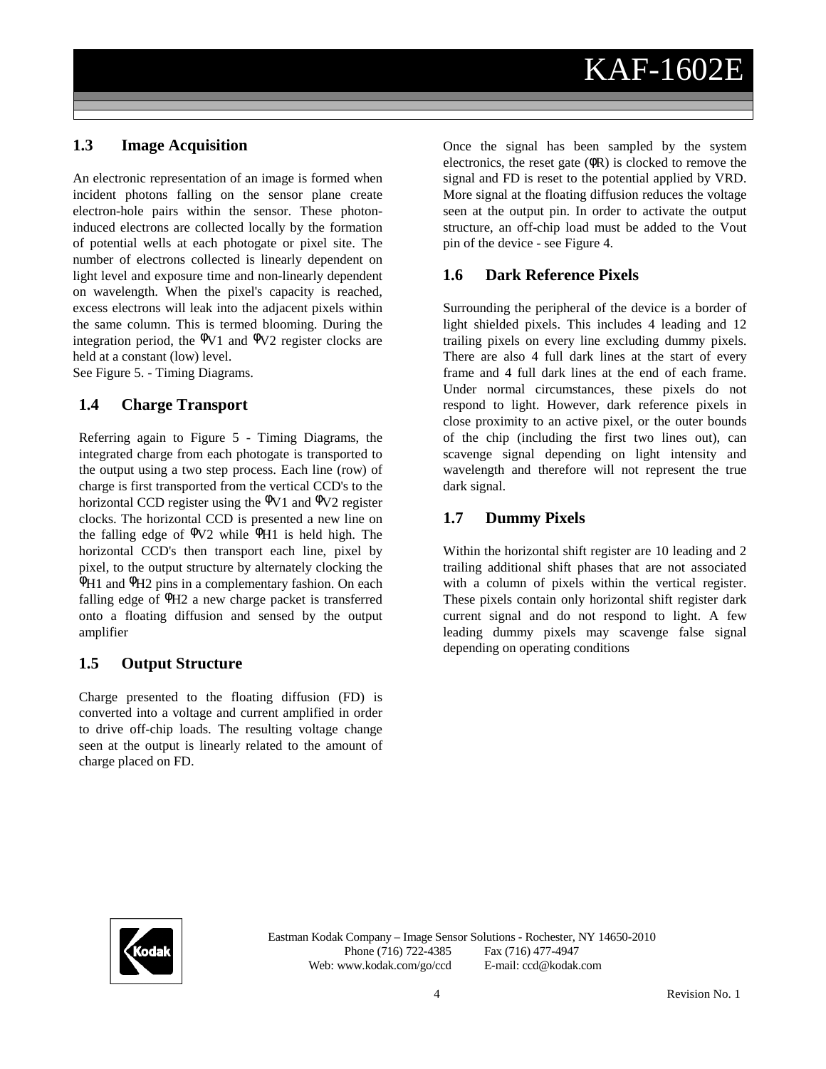### 1.3 Image Acquisition

An electronic representation of an image is formed when incident photons falling on the sensor plane create electron-hole pairs within the sensor. These photon-induced electrons are collected locally by the formation of potential wells at each photogate or pixel site. The number of electrons collected is linearly dependent on light level and exposure time and non-linearly dependent on wavelength. When the pixel's capacity is reached, excess electrons will leak into the adjacent pixels within the same column. This is termed blooming. During the integration period, the ΦV1 and ΦV2 register clocks are held at a constant (low) level.
See Figure 5. - Timing Diagrams.

### 1.4 Charge Transport

Referring again to Figure 5 - Timing Diagrams, the integrated charge from each photogate is transported to the output using a two step process. Each line (row) of charge is first transported from the vertical CCD's to the horizontal CCD register using the ΦV1 and ΦV2 register clocks. The horizontal CCD is presented a new line on the falling edge of ΦV2 while ΦH1 is held high. The horizontal CCD's then transport each line, pixel by pixel, to the output structure by alternately clocking the ΦH1 and ΦH2 pins in a complementary fashion. On each falling edge of ΦH2 a new charge packet is transferred onto a floating diffusion and sensed by the output amplifier

### 1.5 Output Structure

Charge presented to the floating diffusion (FD) is converted into a voltage and current amplified in order to drive off-chip loads. The resulting voltage change seen at the output is linearly related to the amount of charge placed on FD.

Once the signal has been sampled by the system electronics, the reset gate (φR) is clocked to remove the signal and FD is reset to the potential applied by VRD. More signal at the floating diffusion reduces the voltage seen at the output pin. In order to activate the output structure, an off-chip load must be added to the Vout pin of the device - see Figure 4.

### 1.6 Dark Reference Pixels

Surrounding the peripheral of the device is a border of light shielded pixels. This includes 4 leading and 12 trailing pixels on every line excluding dummy pixels. There are also 4 full dark lines at the start of every frame and 4 full dark lines at the end of each frame. Under normal circumstances, these pixels do not respond to light. However, dark reference pixels in close proximity to an active pixel, or the outer bounds of the chip (including the first two lines out), can scavenge signal depending on light intensity and wavelength and therefore will not represent the true dark signal.

### 1.7 Dummy Pixels

Within the horizontal shift register are 10 leading and 2 trailing additional shift phases that are not associated with a column of pixels within the vertical register. These pixels contain only horizontal shift register dark current signal and do not respond to light. A few leading dummy pixels may scavenge false signal depending on operating conditions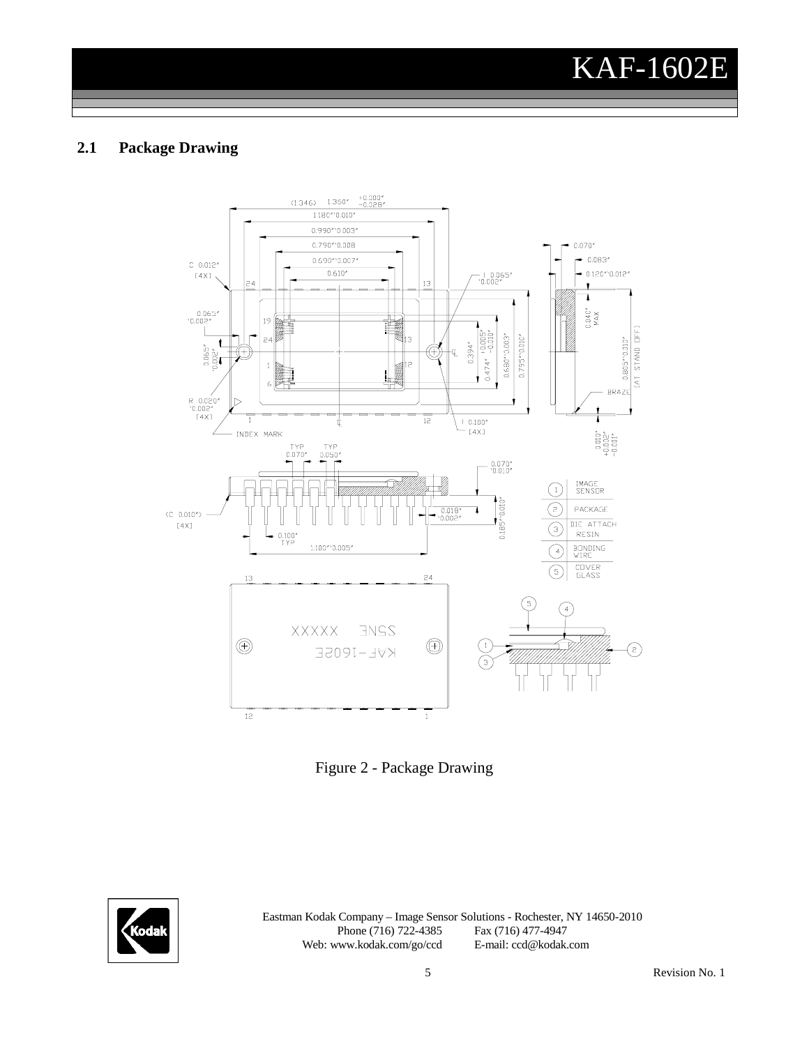## 2.1 Package Drawing

Figure 2 - Package Drawing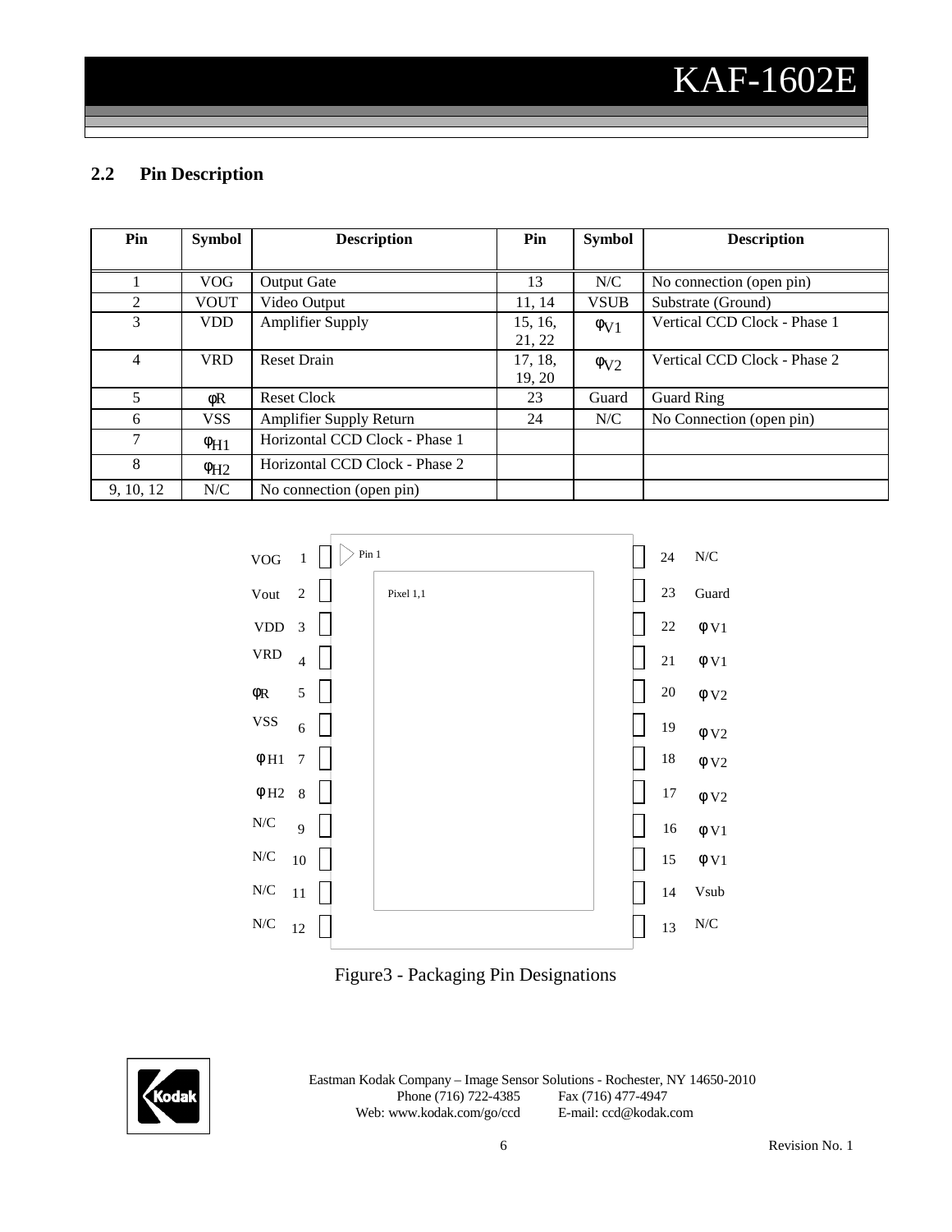## 2.2 Pin Description

| Pin | Symbol | Description | Pin | Symbol | Description |
|---|---|---|---|---|---|
| 1 | VOG | Output Gate | 13 | N/C | No connection (open pin) |
| 2 | VOUT | Video Output | 11, 14 | VSUB | Substrate (Ground) |
| 3 | VDD | Amplifier Supply | 15, 16, 21, 22 | $\phi_{V1}$ | Vertical CCD Clock - Phase 1 |
| 4 | VRD | Reset Drain | 17, 18, 19, 20 | $\phi_{V2}$ | Vertical CCD Clock - Phase 2 |
| 5 | $\phi R$ | Reset Clock | 23 | Guard | Guard Ring |
| 6 | VSS | Amplifier Supply Return | 24 | N/C | No Connection (open pin) |
| 7 | $\phi_{H1}$ | Horizontal CCD Clock - Phase 1 | | | |
| 8 | $\phi_{H2}$ | Horizontal CCD Clock - Phase 2 | | | |
| 9, 10, 12 | N/C | No connection (open pin) | | | |

| Left Symbol | Pin | Pin | Right Symbol |
|---|---|---|---|
| VOG | 1 | 24 | N/C |
| Vout | 2 | 23 | Guard |
| VDD | 3 | 22 | $\phi V1$ |
| VRD | 4 | 21 | $\phi V1$ |
| $\phi R$ | 5 | 20 | $\phi V2$ |
| VSS | 6 | 19 | $\phi V2$ |
| $\phi H1$ | 7 | 18 | $\phi V2$ |
| $\phi H2$ | 8 | 17 | $\phi V2$ |
| N/C | 9 | 16 | $\phi V1$ |
| N/C | 10 | 15 | $\phi V1$ |
| N/C | 11 | 14 | Vsub |
| N/C | 12 | 13 | N/C |

Pin 1

Pixel 1,1

Figure3 - Packaging Pin Designations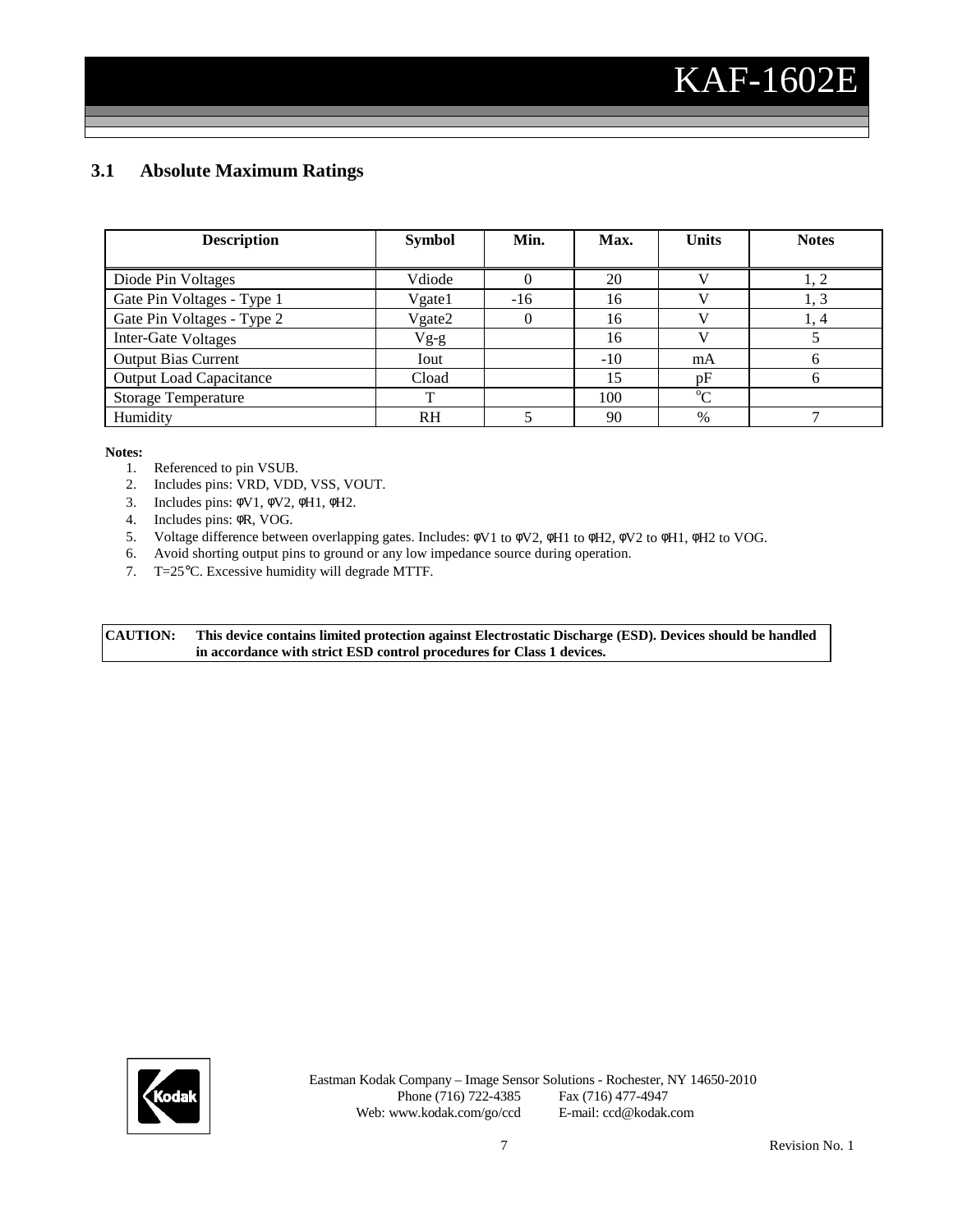## 3.1 Absolute Maximum Ratings

| Description | Symbol | Min. | Max. | Units | Notes |
|---|---|---|---|---|---|
| Diode Pin Voltages | Vdiode | 0 | 20 | V | 1, 2 |
| Gate Pin Voltages - Type 1 | Vgate1 | -16 | 16 | V | 1, 3 |
| Gate Pin Voltages - Type 2 | Vgate2 | 0 | 16 | V | 1, 4 |
| Inter-Gate Voltages | Vg-g | | 16 | V | 5 |
| Output Bias Current | Iout | | -10 | mA | 6 |
| Output Load Capacitance | Cload | | 15 | pF | 6 |
| Storage Temperature | T | | 100 | $^{o}$C | |
| Humidity | RH | 5 | 90 | % | 7 |

**Notes:**

1. Referenced to pin VSUB.
2. Includes pins: VRD, VDD, VSS, VOUT.
3. Includes pins: φV1, φV2, φH1, φH2.
4. Includes pins: φR, VOG.
5. Voltage difference between overlapping gates. Includes: φV1 to φV2, φH1 to φH2, φV2 to φH1, φH2 to VOG.
6. Avoid shorting output pins to ground or any low impedance source during operation.
7. T=25°C. Excessive humidity will degrade MTTF.

**CAUTION: This device contains limited protection against Electrostatic Discharge (ESD). Devices should be handled in accordance with strict ESD control procedures for Class 1 devices.**

Eastman Kodak Company – Image Sensor Solutions - Rochester, NY 14650-2010
Phone (716) 722-4385 Fax (716) 477-4947
Web: www.kodak.com/go/ccd E-mail: ccd@kodak.com

Revision No. 1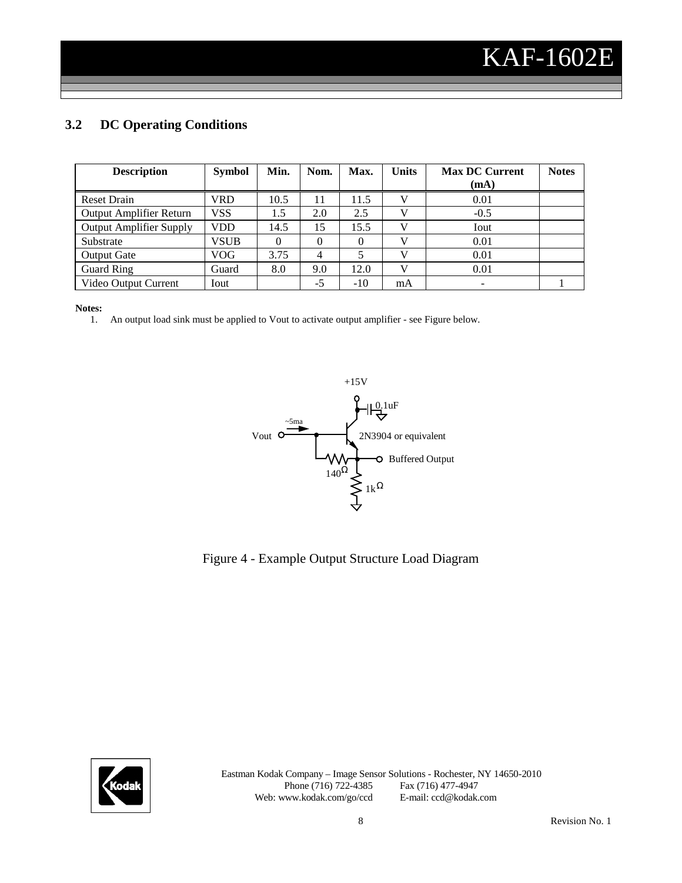## 3.2 DC Operating Conditions

| Description | Symbol | Min. | Nom. | Max. | Units | Max DC Current (mA) | Notes |
|---|---|---|---|---|---|---|---|
| Reset Drain | VRD | 10.5 | 11 | 11.5 | V | 0.01 | |
| Output Amplifier Return | VSS | 1.5 | 2.0 | 2.5 | V | -0.5 | |
| Output Amplifier Supply | VDD | 14.5 | 15 | 15.5 | V | Iout | |
| Substrate | VSUB | 0 | 0 | 0 | V | 0.01 | |
| Output Gate | VOG | 3.75 | 4 | 5 | V | 0.01 | |
| Guard Ring | Guard | 8.0 | 9.0 | 12.0 | V | 0.01 | |
| Video Output Current | Iout | | -5 | -10 | mA | - | 1 |

**Notes:**

1. An output load sink must be applied to Vout to activate output amplifier - see Figure below.

+15V

0.1uF

~5ma

Vout

2N3904 or equivalent

Buffered Output

140Ω

1kΩ

Figure 4 - Example Output Structure Load Diagram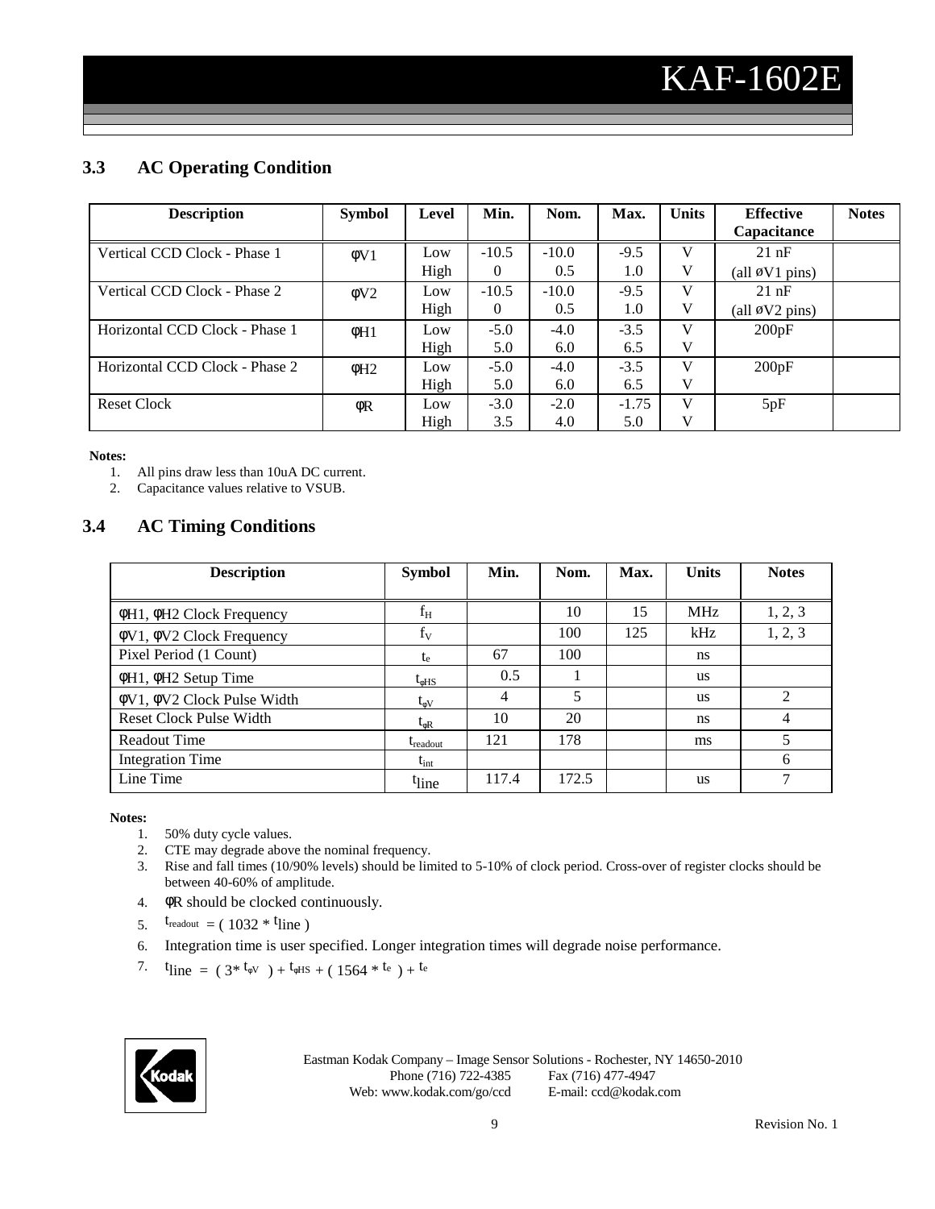## 3.3 AC Operating Condition

| Description | Symbol | Level | Min. | Nom. | Max. | Units | Effective Capacitance | Notes |
|---|---|---|---|---|---|---|---|---|
| Vertical CCD Clock - Phase 1 | φV1 | Low<br>High | -10.5<br>0 | -10.0<br>0.5 | -9.5<br>1.0 | V<br>V | 21 nF<br>(all øV1 pins) | |
| Vertical CCD Clock - Phase 2 | φV2 | Low<br>High | -10.5<br>0 | -10.0<br>0.5 | -9.5<br>1.0 | V<br>V | 21 nF<br>(all øV2 pins) | |
| Horizontal CCD Clock - Phase 1 | φH1 | Low<br>High | -5.0<br>5.0 | -4.0<br>6.0 | -3.5<br>6.5 | V<br>V | 200pF | |
| Horizontal CCD Clock - Phase 2 | φH2 | Low<br>High | -5.0<br>5.0 | -4.0<br>6.0 | -3.5<br>6.5 | V<br>V | 200pF | |
| Reset Clock | φR | Low<br>High | -3.0<br>3.5 | -2.0<br>4.0 | -1.75<br>5.0 | V<br>V | 5pF | |

**Notes:**
1. All pins draw less than 10uA DC current.
2. Capacitance values relative to VSUB.

## 3.4 AC Timing Conditions

| Description | Symbol | Min. | Nom. | Max. | Units | Notes |
|---|---|---|---|---|---|---|
| φH1, φH2 Clock Frequency | $f_H$ | | 10 | 15 | MHz | 1, 2, 3 |
| φV1, φV2 Clock Frequency | $f_V$ | | 100 | 125 | kHz | 1, 2, 3 |
| Pixel Period (1 Count) | $t_e$ | 67 | 100 | | ns | |
| φH1, φH2 Setup Time | $t_{\phi HS}$ | 0.5 | 1 | | us | |
| φV1, φV2 Clock Pulse Width | $t_{\phi V}$ | 4 | 5 | | us | 2 |
| Reset Clock Pulse Width | $t_{\phi R}$ | 10 | 20 | | ns | 4 |
| Readout Time | $t_{readout}$ | 121 | 178 | | ms | 5 |
| Integration Time | $t_{int}$ | | | | | 6 |
| Line Time | $t_{line}$ | 117.4 | 172.5 | | us | 7 |

**Notes:**
1. 50% duty cycle values.
2. CTE may degrade above the nominal frequency.
3. Rise and fall times (10/90% levels) should be limited to 5-10% of clock period. Cross-over of register clocks should be between 40-60% of amplitude.
4. φR should be clocked continuously.
5. $t_{readout} = ( 1032 * t_{line} )$
6. Integration time is user specified. Longer integration times will degrade noise performance.
7. $t_{line} = ( 3 * t_{\phi V} ) + t_{\phi HS} + ( 1564 * t_e ) + t_e$

Eastman Kodak Company – Image Sensor Solutions - Rochester, NY 14650-2010
Phone (716) 722-4385 Fax (716) 477-4947
Web: www.kodak.com/go/ccd E-mail: ccd@kodak.com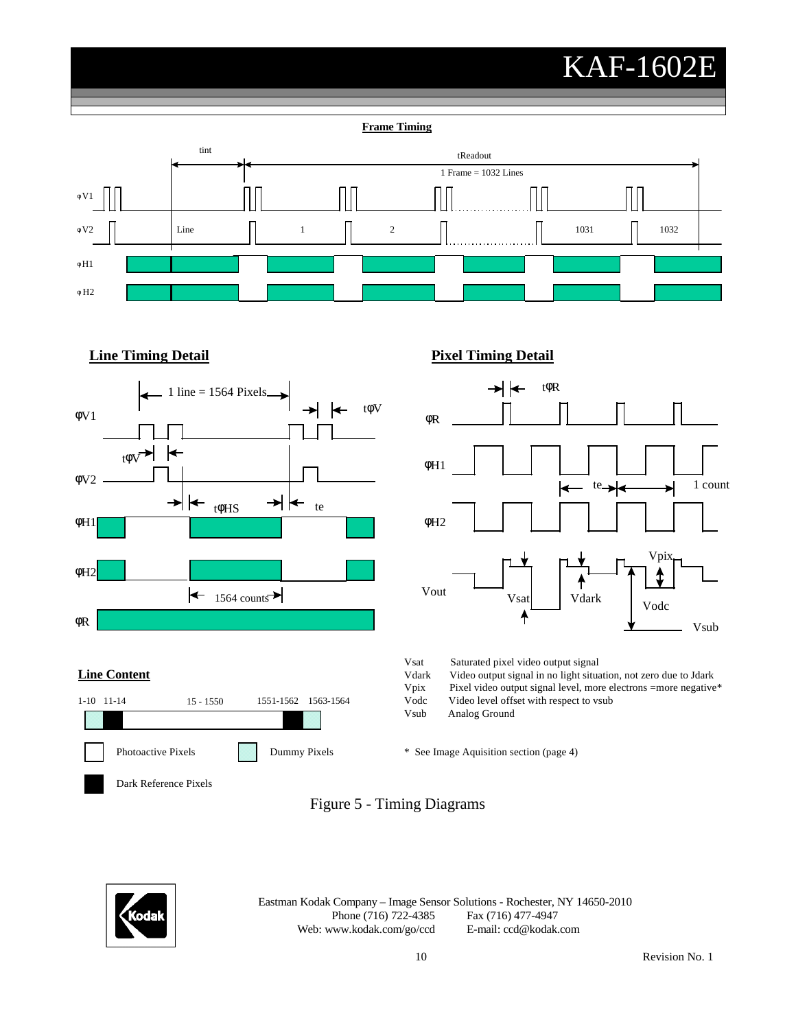**Frame Timing**

tint

tReadout

1 Frame = 1032 Lines

φV1

φV2

Line 1 2 1031 1032

φH1

φH2

**Line Timing Detail**

1 line = 1564 Pixels

φV1

tφV

tφV

φV2

tφHS

te

φH1

φH2

1564 counts

φR

**Pixel Timing Detail**

tφR

φR

φH1

te

1 count

φH2

Vpix

Vout

Vsat

Vdark

Vodc

Vsub

**Line Content**

| 1-10 | 11-14 | 15 - 1550 | 1551-1562 | 1563-1564 |
|---|---|---|---|---|

Photoactive Pixels

Dummy Pixels

Dark Reference Pixels

Vsat Saturated pixel video output signal
Vdark Video output signal in no light situation, not zero due to Jdark
Vpix Pixel video output signal level, more electrons =more negative*
Vodc Video level offset with respect to vsub
Vsub Analog Ground

\* See Image Aquisition section (page 4)

Figure 5 - Timing Diagrams

Eastman Kodak Company – Image Sensor Solutions - Rochester, NY 14650-2010
Phone (716) 722-4385 Fax (716) 477-4947
Web: www.kodak.com/go/ccd E-mail: ccd@kodak.com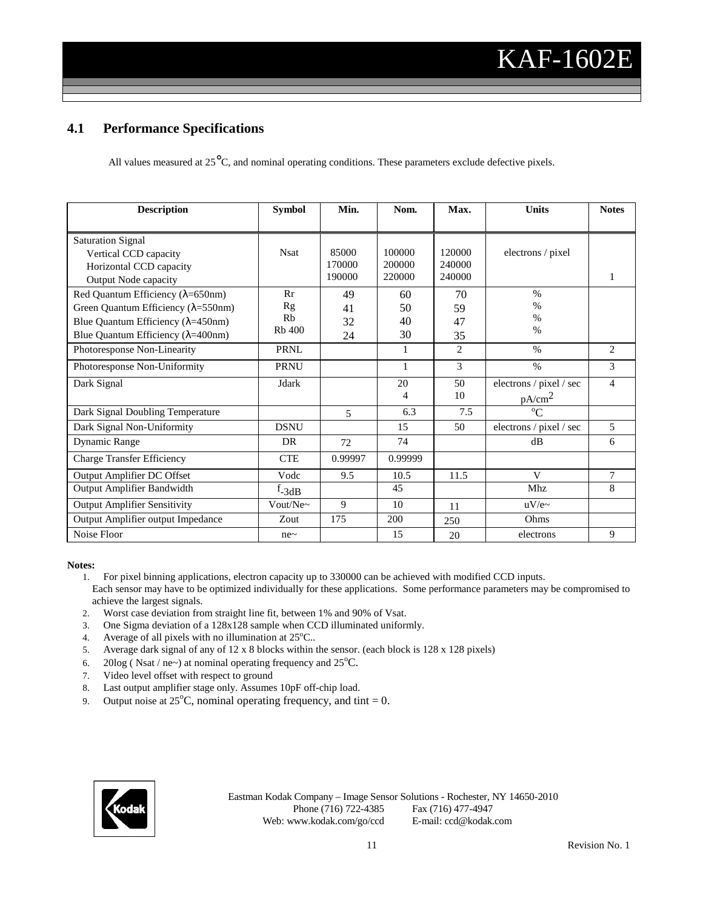## 4.1 Performance Specifications

All values measured at 25°C, and nominal operating conditions. These parameters exclude defective pixels.

| Description | Symbol | Min. | Nom. | Max. | Units | Notes |
|---|---|---|---|---|---|---|
| Saturation Signal<br>Vertical CCD capacity<br>Horizontal CCD capacity<br>Output Node capacity | Nsat | 85000<br>170000<br>190000 | 100000<br>200000<br>220000 | 120000<br>240000<br>240000 | electrons / pixel | 1 |
| Red Quantum Efficiency (λ=650nm)<br>Green Quantum Efficiency (λ=550nm)<br>Blue Quantum Efficiency (λ=450nm)<br>Blue Quantum Efficiency (λ=400nm) | Rr<br>Rg<br>Rb<br>Rb 400 | 49<br>41<br>32<br>24 | 60<br>50<br>40<br>30 | 70<br>59<br>47<br>35 | %<br>%<br>%<br>% | |
| Photoresponse Non-Linearity | PRNL | | 1 | 2 | % | 2 |
| Photoresponse Non-Uniformity | PRNU | | 1 | 3 | % | 3 |
| Dark Signal | Jdark | | 20<br>4 | 50<br>10 | electrons / pixel / sec<br>$pA/cm^2$ | 4 |
| Dark Signal Doubling Temperature | | 5 | 6.3 | 7.5 | °C | |
| Dark Signal Non-Uniformity | DSNU | | 15 | 50 | electrons / pixel / sec | 5 |
| Dynamic Range | DR | 72 | 74 | | dB | 6 |
| Charge Transfer Efficiency | CTE | 0.99997 | 0.99999 | | | |
| Output Amplifier DC Offset | Vodc | 9.5 | 10.5 | 11.5 | V | 7 |
| Output Amplifier Bandwidth | $f_{-3dB}$ | | 45 | | Mhz | 8 |
| Output Amplifier Sensitivity | Vout/Ne~ | 9 | 10 | 11 | uV/e~ | |
| Output Amplifier output Impedance | Zout | 175 | 200 | 250 | Ohms | |
| Noise Floor | ne~ | | 15 | 20 | electrons | 9 |

**Notes:**

1. For pixel binning applications, electron capacity up to 330000 can be achieved with modified CCD inputs. Each sensor may have to be optimized individually for these applications. Some performance parameters may be compromised to achieve the largest signals.
2. Worst case deviation from straight line fit, between 1% and 90% of Vsat.
3. One Sigma deviation of a 128x128 sample when CCD illuminated uniformly.
4. Average of all pixels with no illumination at 25°C..
5. Average dark signal of any of 12 x 8 blocks within the sensor. (each block is 128 x 128 pixels)
6. 20log ( Nsat / ne~) at nominal operating frequency and 25°C.
7. Video level offset with respect to ground
8. Last output amplifier stage only. Assumes 10pF off-chip load.
9. Output noise at 25°C, nominal operating frequency, and tint = 0.

Eastman Kodak Company – Image Sensor Solutions - Rochester, NY 14650-2010
Phone (716) 722-4385 Fax (716) 477-4947
Web: www.kodak.com/go/ccd E-mail: ccd@kodak.com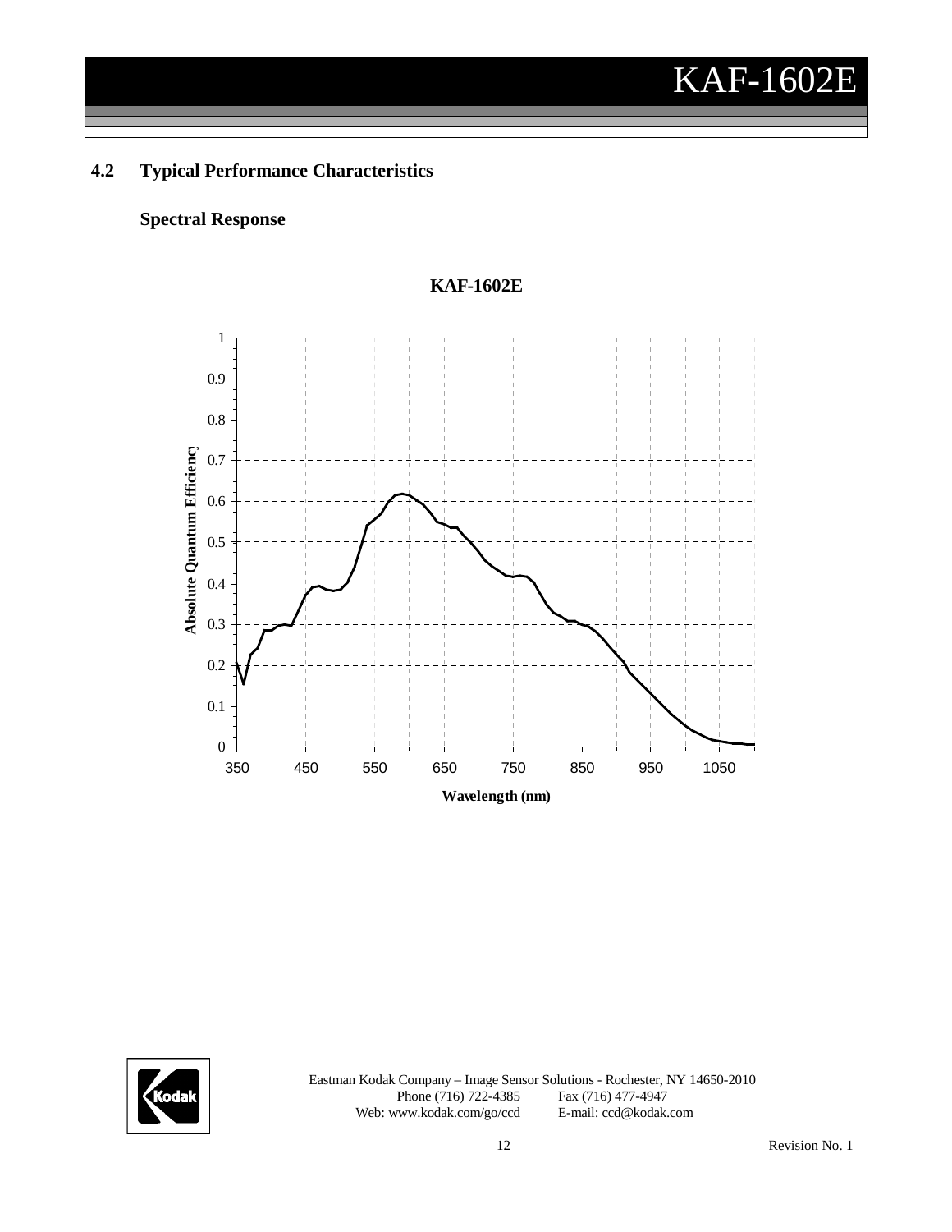## 4.2 Typical Performance Characteristics

### Spectral Response

**KAF-1602E**

**Absolute Quantum Efficiency**

**Wavelength (nm)**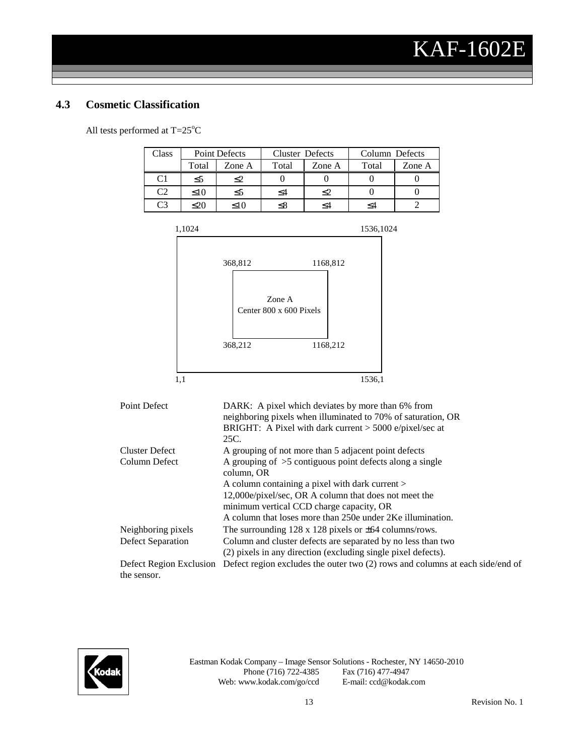## 4.3 Cosmetic Classification

All tests performed at T=25°C

| Class | Point Defects | | Cluster Defects | | Column Defects | |
|---|---|---|---|---|---|---|
| | Total | Zone A | Total | Zone A | Total | Zone A |
| C1 | ≤5 | ≤2 | 0 | 0 | 0 | 0 |
| C2 | ≤10 | ≤5 | ≤4 | ≤2 | 0 | 0 |
| C3 | ≤20 | ≤10 | ≤8 | ≤4 | ≤4 | 2 |

1,1024 1536,1024

368,812 1168,812

Zone A
Center 800 x 600 Pixels

368,212 1168,212

1,1 1536,1

| | |
|---|---|
| Point Defect | DARK: A pixel which deviates by more than 6% from neighboring pixels when illuminated to 70% of saturation, OR BRIGHT: A Pixel with dark current > 5000 e/pixel/sec at 25C. |
| Cluster Defect | A grouping of not more than 5 adjacent point defects |
| Column Defect | A grouping of >5 contiguous point defects along a single column, OR A column containing a pixel with dark current > 12,000e/pixel/sec, OR A column that does not meet the minimum vertical CCD charge capacity, OR A column that loses more than 250e under 2Ke illumination. |
| Neighboring pixels | The surrounding 128 x 128 pixels or ±64 columns/rows. |
| Defect Separation | Column and cluster defects are separated by no less than two (2) pixels in any direction (excluding single pixel defects). |
| Defect Region Exclusion | Defect region excludes the outer two (2) rows and columns at each side/end of the sensor. |

Eastman Kodak Company – Image Sensor Solutions - Rochester, NY 14650-2010
Phone (716) 722-4385 Fax (716) 477-4947
Web: www.kodak.com/go/ccd E-mail: ccd@kodak.com

Revision No. 1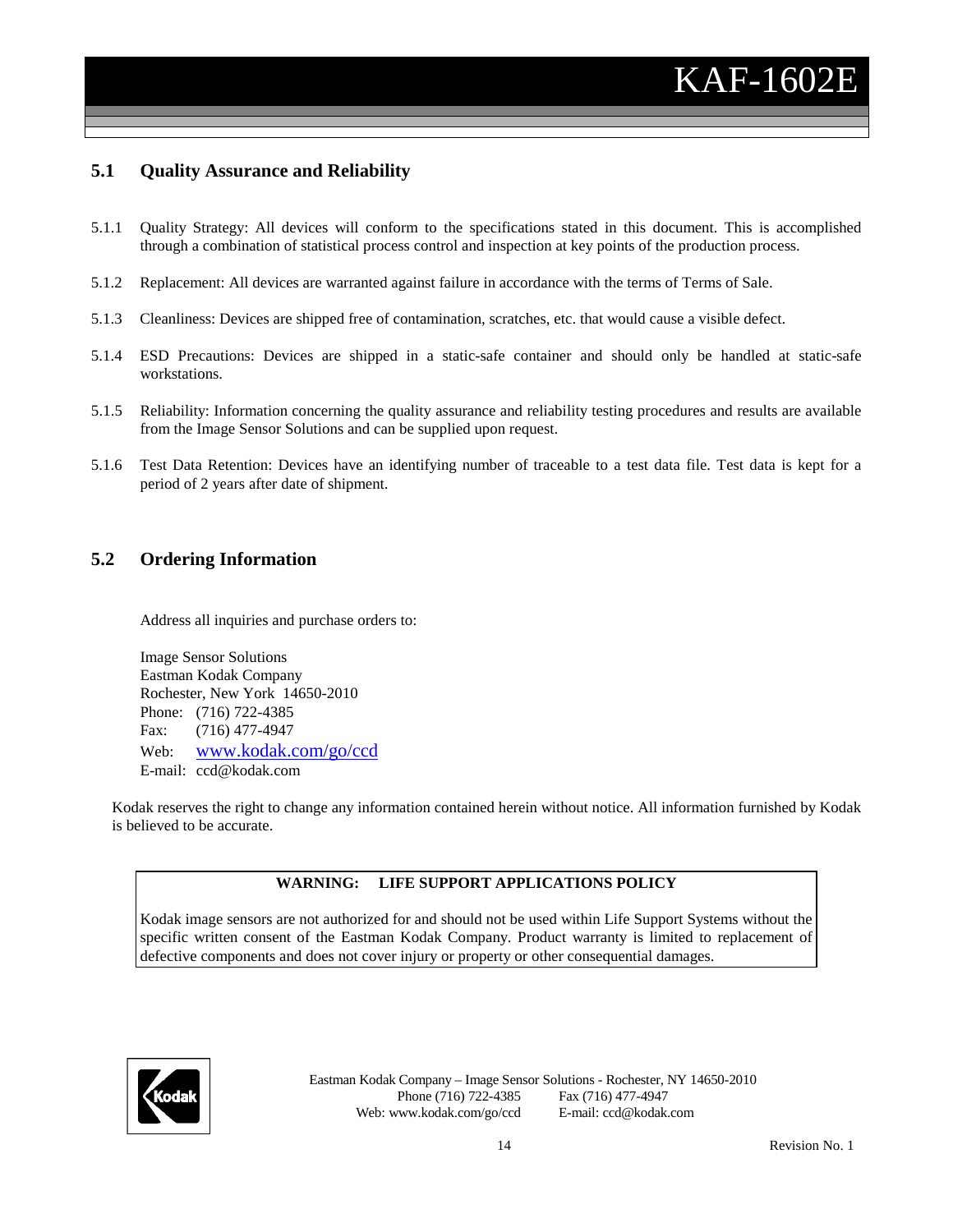## 5.1 Quality Assurance and Reliability

5.1.1 Quality Strategy: All devices will conform to the specifications stated in this document. This is accomplished through a combination of statistical process control and inspection at key points of the production process.

5.1.2 Replacement: All devices are warranted against failure in accordance with the terms of Terms of Sale.

5.1.3 Cleanliness: Devices are shipped free of contamination, scratches, etc. that would cause a visible defect.

5.1.4 ESD Precautions: Devices are shipped in a static-safe container and should only be handled at static-safe workstations.

5.1.5 Reliability: Information concerning the quality assurance and reliability testing procedures and results are available from the Image Sensor Solutions and can be supplied upon request.

5.1.6 Test Data Retention: Devices have an identifying number of traceable to a test data file. Test data is kept for a period of 2 years after date of shipment.

## 5.2 Ordering Information

Address all inquiries and purchase orders to:

Image Sensor Solutions
Eastman Kodak Company
Rochester, New York 14650-2010
Phone: (716) 722-4385
Fax: (716) 477-4947
Web: www.kodak.com/go/ccd
E-mail: ccd@kodak.com

Kodak reserves the right to change any information contained herein without notice. All information furnished by Kodak is believed to be accurate.

**WARNING: LIFE SUPPORT APPLICATIONS POLICY**

Kodak image sensors are not authorized for and should not be used within Life Support Systems without the specific written consent of the Eastman Kodak Company. Product warranty is limited to replacement of defective components and does not cover injury or property or other consequential damages.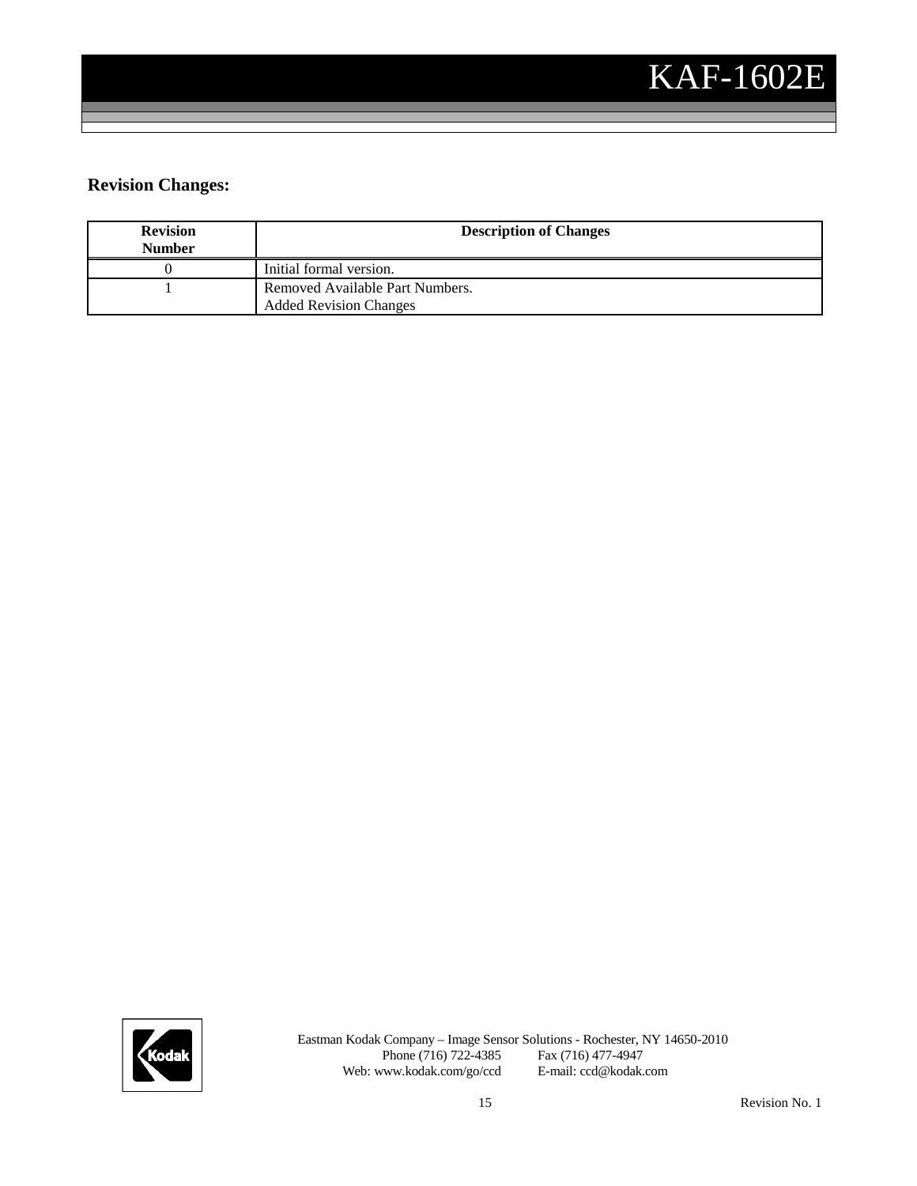## Revision Changes:

| Revision Number | Description of Changes |
|---|---|
| 0 | Initial formal version. |
| 1 | Removed Available Part Numbers.<br>Added Revision Changes |

Eastman Kodak Company – Image Sensor Solutions - Rochester, NY 14650-2010
Phone (716) 722-4385 Fax (716) 477-4947
Web: www.kodak.com/go/ccd E-mail: ccd@kodak.com